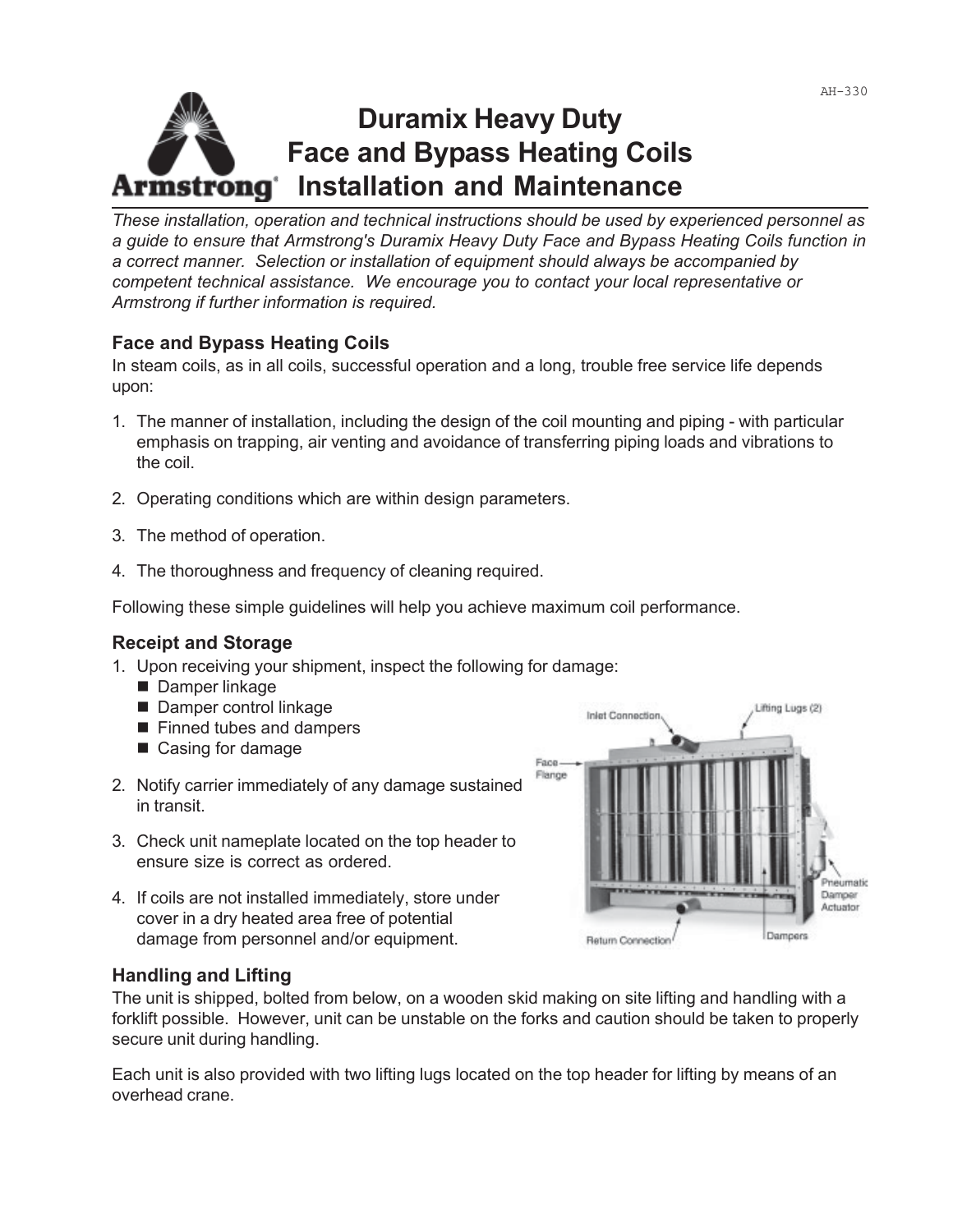AH-330

# Duramix Heavy Duty Face and Bypass Heating Coils Installation and Maintenance

*These installation, operation and technical instructions should be used by experienced personnel as a guide to ensure that Armstrong's Duramix Heavy Duty Face and Bypass Heating Coils function in a correct manner. Selection or installation of equipment should always be accompanied by competent technical assistance. We encourage you to contact your local representative or Armstrong if further information is required.*

### Face and Bypass Heating Coils

In steam coils, as in all coils, successful operation and a long, trouble free service life depends upon:

1. The manner of installation, including the design of the coil mounting and piping - with particular emphasis on trapping, air venting and avoidance of transferring piping loads and vibrations to the coil.
2. Operating conditions which are within design parameters.
3. The method of operation.
4. The thoroughness and frequency of cleaning required.

Following these simple guidelines will help you achieve maximum coil performance.

### Receipt and Storage

1. Upon receiving your shipment, inspect the following for damage:
   - Damper linkage
   - Damper control linkage
   - Finned tubes and dampers
   - Casing for damage
2. Notify carrier immediately of any damage sustained in transit.
3. Check unit nameplate located on the top header to ensure size is correct as ordered.
4. If coils are not installed immediately, store under cover in a dry heated area free of potential damage from personnel and/or equipment.

### Handling and Lifting

The unit is shipped, bolted from below, on a wooden skid making on site lifting and handling with a forklift possible. However, unit can be unstable on the forks and caution should be taken to properly secure unit during handling.

Each unit is also provided with two lifting lugs located on the top header for lifting by means of an overhead crane.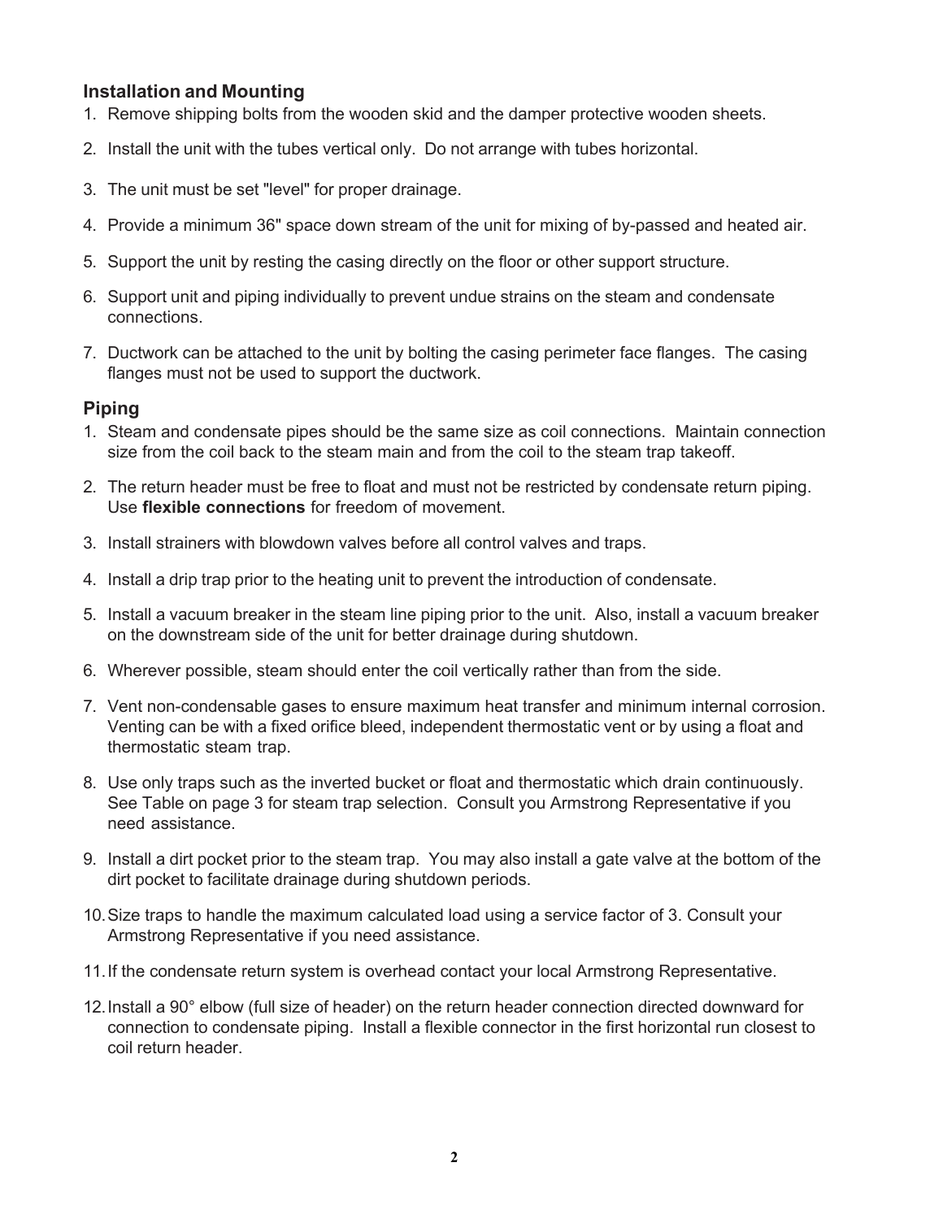## Installation and Mounting

1. Remove shipping bolts from the wooden skid and the damper protective wooden sheets.
2. Install the unit with the tubes vertical only. Do not arrange with tubes horizontal.
3. The unit must be set "level" for proper drainage.
4. Provide a minimum 36" space down stream of the unit for mixing of by-passed and heated air.
5. Support the unit by resting the casing directly on the floor or other support structure.
6. Support unit and piping individually to prevent undue strains on the steam and condensate connections.
7. Ductwork can be attached to the unit by bolting the casing perimeter face flanges. The casing flanges must not be used to support the ductwork.

## Piping

1. Steam and condensate pipes should be the same size as coil connections. Maintain connection size from the coil back to the steam main and from the coil to the steam trap takeoff.
2. The return header must be free to float and must not be restricted by condensate return piping. Use **flexible connections** for freedom of movement.
3. Install strainers with blowdown valves before all control valves and traps.
4. Install a drip trap prior to the heating unit to prevent the introduction of condensate.
5. Install a vacuum breaker in the steam line piping prior to the unit. Also, install a vacuum breaker on the downstream side of the unit for better drainage during shutdown.
6. Wherever possible, steam should enter the coil vertically rather than from the side.
7. Vent non-condensable gases to ensure maximum heat transfer and minimum internal corrosion. Venting can be with a fixed orifice bleed, independent thermostatic vent or by using a float and thermostatic steam trap.
8. Use only traps such as the inverted bucket or float and thermostatic which drain continuously. See Table on page 3 for steam trap selection. Consult you Armstrong Representative if you need assistance.
9. Install a dirt pocket prior to the steam trap. You may also install a gate valve at the bottom of the dirt pocket to facilitate drainage during shutdown periods.
10. Size traps to handle the maximum calculated load using a service factor of 3. Consult your Armstrong Representative if you need assistance.
11. If the condensate return system is overhead contact your local Armstrong Representative.
12. Install a 90° elbow (full size of header) on the return header connection directed downward for connection to condensate piping. Install a flexible connector in the first horizontal run closest to coil return header.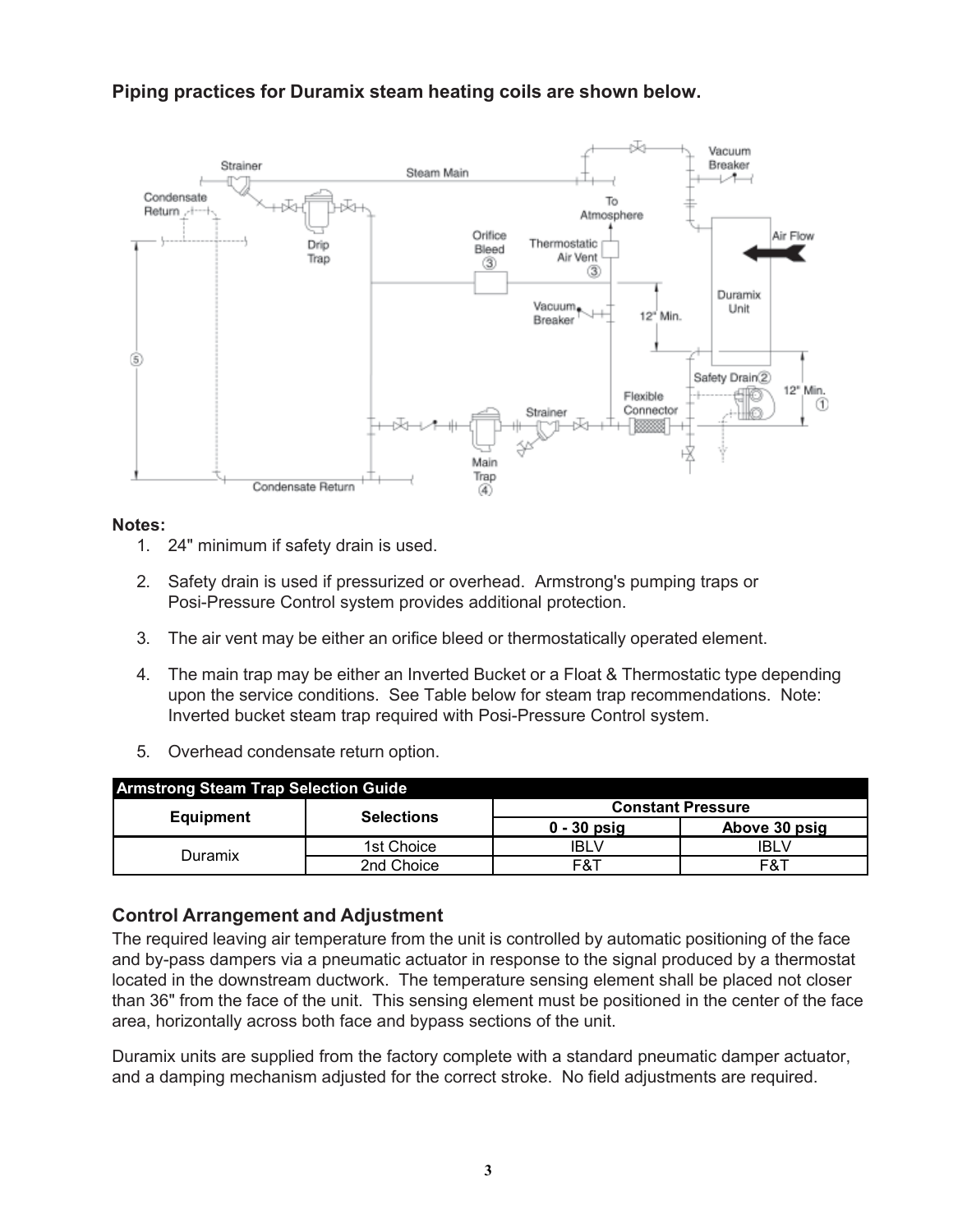**Piping practices for Duramix steam heating coils are shown below.**

**Notes:**

1. 24" minimum if safety drain is used.
2. Safety drain is used if pressurized or overhead. Armstrong's pumping traps or Posi-Pressure Control system provides additional protection.
3. The air vent may be either an orifice bleed or thermostatically operated element.
4. The main trap may be either an Inverted Bucket or a Float & Thermostatic type depending upon the service conditions. See Table below for steam trap recommendations. Note: Inverted bucket steam trap required with Posi-Pressure Control system.
5. Overhead condensate return option.

| Armstrong Steam Trap Selection Guide | | | |
|---|---|---|---|
| Equipment | Selections | Constant Pressure | |
| | | 0 - 30 psig | Above 30 psig |
| Duramix | 1st Choice | IBLV | IBLV |
| | 2nd Choice | F&T | F&T |

## Control Arrangement and Adjustment

The required leaving air temperature from the unit is controlled by automatic positioning of the face and by-pass dampers via a pneumatic actuator in response to the signal produced by a thermostat located in the downstream ductwork. The temperature sensing element shall be placed not closer than 36" from the face of the unit. This sensing element must be positioned in the center of the face area, horizontally across both face and bypass sections of the unit.

Duramix units are supplied from the factory complete with a standard pneumatic damper actuator, and a damping mechanism adjusted for the correct stroke. No field adjustments are required.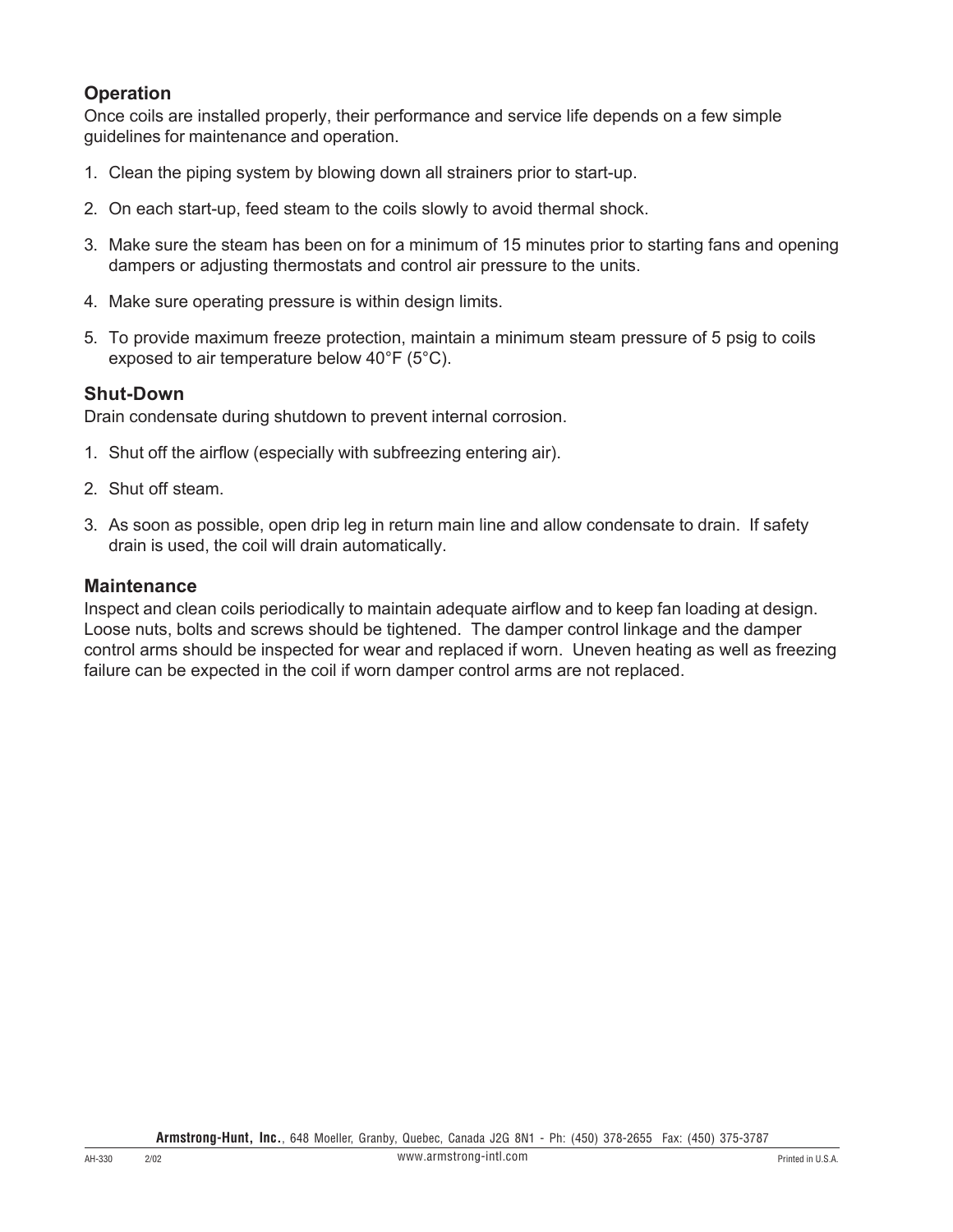## Operation

Once coils are installed properly, their performance and service life depends on a few simple guidelines for maintenance and operation.

1. Clean the piping system by blowing down all strainers prior to start-up.
2. On each start-up, feed steam to the coils slowly to avoid thermal shock.
3. Make sure the steam has been on for a minimum of 15 minutes prior to starting fans and opening dampers or adjusting thermostats and control air pressure to the units.
4. Make sure operating pressure is within design limits.
5. To provide maximum freeze protection, maintain a minimum steam pressure of 5 psig to coils exposed to air temperature below 40°F (5°C).

## Shut-Down

Drain condensate during shutdown to prevent internal corrosion.

1. Shut off the airflow (especially with subfreezing entering air).
2. Shut off steam.
3. As soon as possible, open drip leg in return main line and allow condensate to drain. If safety drain is used, the coil will drain automatically.

## Maintenance

Inspect and clean coils periodically to maintain adequate airflow and to keep fan loading at design. Loose nuts, bolts and screws should be tightened. The damper control linkage and the damper control arms should be inspected for wear and replaced if worn. Uneven heating as well as freezing failure can be expected in the coil if worn damper control arms are not replaced.

**Armstrong-Hunt, Inc.**, 648 Moeller, Granby, Quebec, Canada J2G 8N1 - Ph: (450) 378-2655 Fax: (450) 375-3787

www.armstrong-intl.com

AH-330 2/02 Printed in U.S.A.